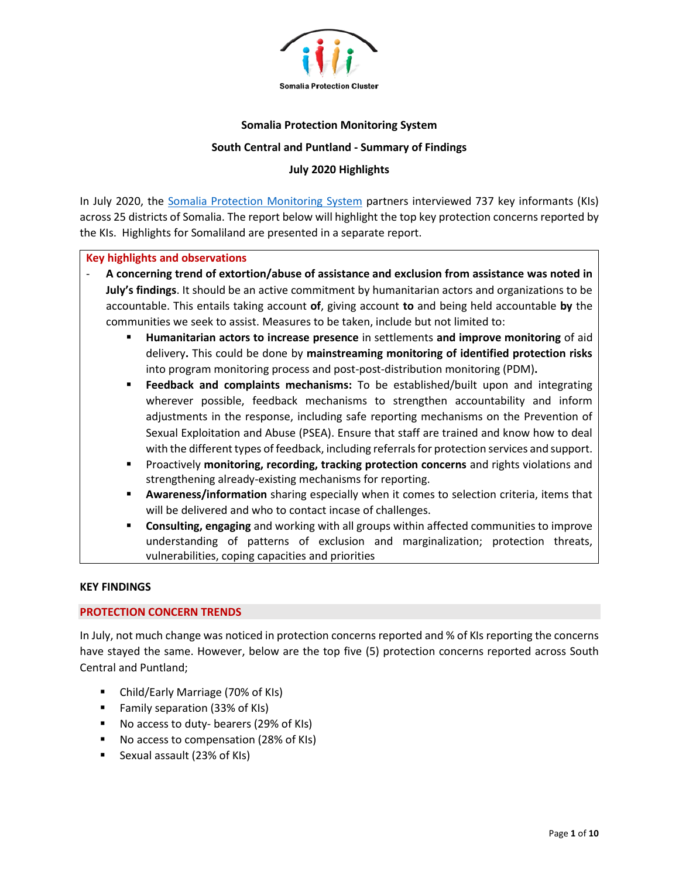Somalia Protection Cluster

**Somalia Protection Monitoring System**

**South Central and Puntland - Summary of Findings**

**July 2020 Highlights**

In July 2020, the Somalia Protection Monitoring System partners interviewed 737 key informants (KIs) across 25 districts of Somalia. The report below will highlight the top key protection concerns reported by the KIs. Highlights for Somaliland are presented in a separate report.

**Key highlights and observations**

- **A concerning trend of extortion/abuse of assistance and exclusion from assistance was noted in July's findings**. It should be an active commitment by humanitarian actors and organizations to be accountable. This entails taking account **of**, giving account **to** and being held accountable **by** the communities we seek to assist. Measures to be taken, include but not limited to:
  - **Humanitarian actors to increase presence** in settlements **and improve monitoring** of aid delivery**.** This could be done by **mainstreaming monitoring of identified protection risks** into program monitoring process and post-post-distribution monitoring (PDM)**.**
  - **Feedback and complaints mechanisms:** To be established/built upon and integrating wherever possible, feedback mechanisms to strengthen accountability and inform adjustments in the response, including safe reporting mechanisms on the Prevention of Sexual Exploitation and Abuse (PSEA). Ensure that staff are trained and know how to deal with the different types of feedback, including referrals for protection services and support.
  - Proactively **monitoring, recording, tracking protection concerns** and rights violations and strengthening already-existing mechanisms for reporting.
  - **Awareness/information** sharing especially when it comes to selection criteria, items that will be delivered and who to contact incase of challenges.
  - **Consulting, engaging** and working with all groups within affected communities to improve understanding of patterns of exclusion and marginalization; protection threats, vulnerabilities, coping capacities and priorities

## KEY FINDINGS

### PROTECTION CONCERN TRENDS

In July, not much change was noticed in protection concerns reported and % of KIs reporting the concerns have stayed the same. However, below are the top five (5) protection concerns reported across South Central and Puntland;

- Child/Early Marriage (70% of KIs)
- Family separation (33% of KIs)
- No access to duty- bearers (29% of KIs)
- No access to compensation (28% of KIs)
- Sexual assault (23% of KIs)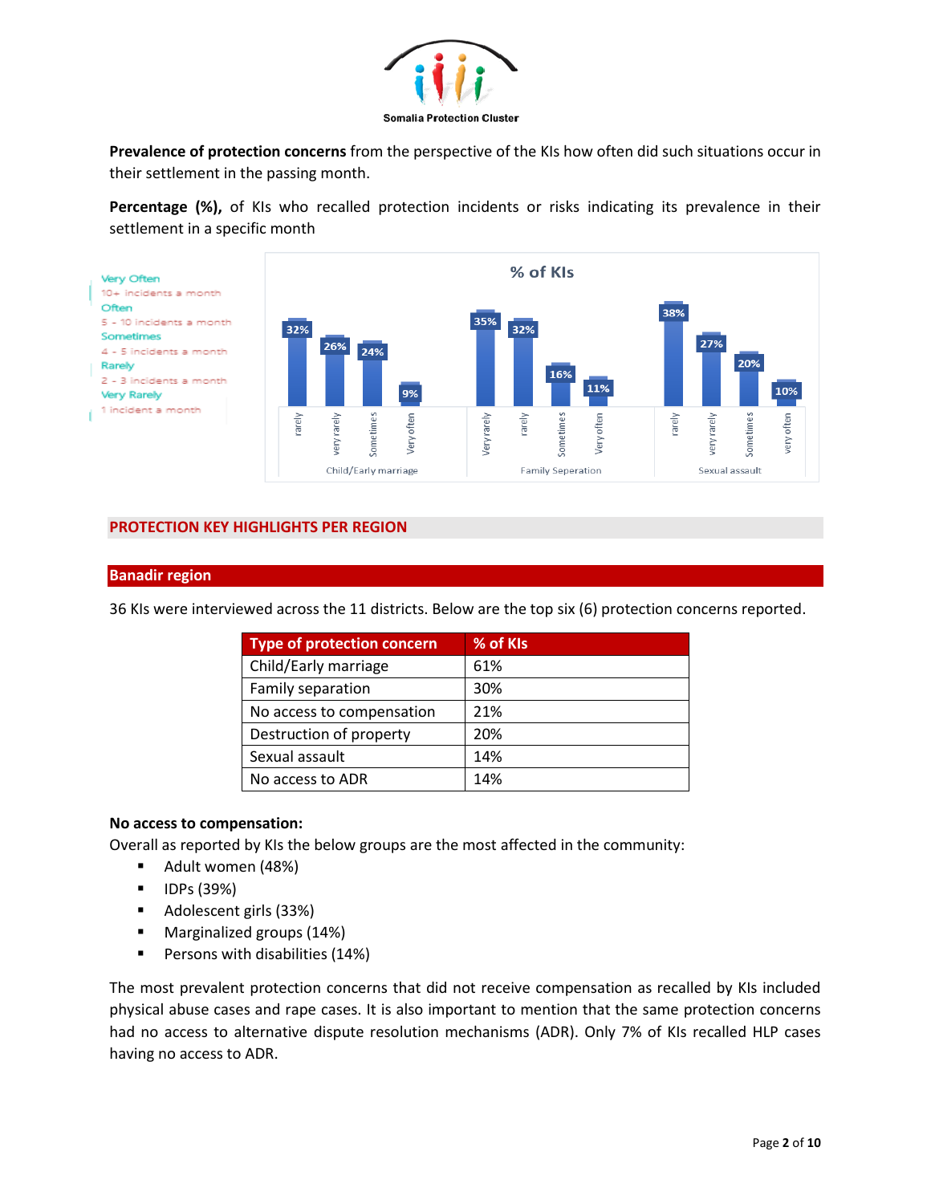**Prevalence of protection concerns** from the perspective of the KIs how often did such situations occur in their settlement in the passing month.

**Percentage (%),** of KIs who recalled protection incidents or risks indicating its prevalence in their settlement in a specific month

Very Often
10+ incidents a month
Often
5 - 10 incidents a month
Sometimes
4 - 5 incidents a month
Rarely
2 - 3 incidents a month
Very Rarely
1 incident a month

**% of KIs**

| Concern | Frequency | % of KIs |
|---|---|---|
| Child/Early marriage | rarely | 32% |
| | very rarely | 26% |
| | Sometimes | 24% |
| | Very often | 9% |
| Family Seperation | Very rarely | 35% |
| | rarely | 32% |
| | Sometimes | 16% |
| | Very often | 11% |
| Sexual assault | rarely | 38% |
| | very rarely | 27% |
| | Sometimes | 20% |
| | very often | 10% |

## PROTECTION KEY HIGHLIGHTS PER REGION

### Banadir region

36 KIs were interviewed across the 11 districts. Below are the top six (6) protection concerns reported.

| Type of protection concern | % of KIs |
|---|---|
| Child/Early marriage | 61% |
| Family separation | 30% |
| No access to compensation | 21% |
| Destruction of property | 20% |
| Sexual assault | 14% |
| No access to ADR | 14% |

**No access to compensation:**
Overall as reported by KIs the below groups are the most affected in the community:

- Adult women (48%)
- IDPs (39%)
- Adolescent girls (33%)
- Marginalized groups (14%)
- Persons with disabilities (14%)

The most prevalent protection concerns that did not receive compensation as recalled by KIs included physical abuse cases and rape cases. It is also important to mention that the same protection concerns had no access to alternative dispute resolution mechanisms (ADR). Only 7% of KIs recalled HLP cases having no access to ADR.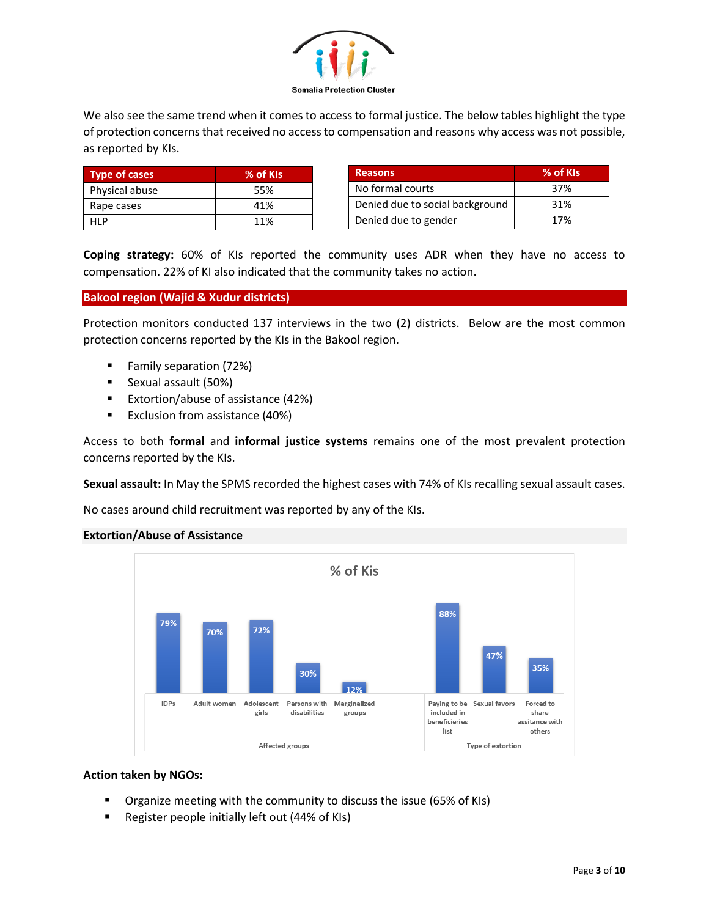We also see the same trend when it comes to access to formal justice. The below tables highlight the type of protection concerns that received no access to compensation and reasons why access was not possible, as reported by KIs.

| Type of cases | % of KIs |
|---|---|
| Physical abuse | 55% |
| Rape cases | 41% |
| HLP | 11% |

| Reasons | % of KIs |
|---|---|
| No formal courts | 37% |
| Denied due to social background | 31% |
| Denied due to gender | 17% |

**Coping strategy:** 60% of KIs reported the community uses ADR when they have no access to compensation. 22% of KI also indicated that the community takes no action.

## Bakool region (Wajid & Xudur districts)

Protection monitors conducted 137 interviews in the two (2) districts. Below are the most common protection concerns reported by the KIs in the Bakool region.

- Family separation (72%)
- Sexual assault (50%)
- Extortion/abuse of assistance (42%)
- Exclusion from assistance (40%)

Access to both **formal** and **informal justice systems** remains one of the most prevalent protection concerns reported by the KIs.

**Sexual assault:** In May the SPMS recorded the highest cases with 74% of KIs recalling sexual assault cases.

No cases around child recruitment was reported by any of the KIs.

### Extortion/Abuse of Assistance

% of Kis

| Category | Item | % of Kis |
|---|---|---|
| Affected groups | IDPs | 79% |
| Affected groups | Adult women | 70% |
| Affected groups | Adolescent girls | 72% |
| Affected groups | Persons with disabilities | 30% |
| Affected groups | Marginalized groups | 12% |
| Type of extortion | Paying to be included in beneficieries list | 88% |
| Type of extortion | Sexual favors | 47% |
| Type of extortion | Forced to share assitance with others | 35% |

**Action taken by NGOs:**

- Organize meeting with the community to discuss the issue (65% of KIs)
- Register people initially left out (44% of KIs)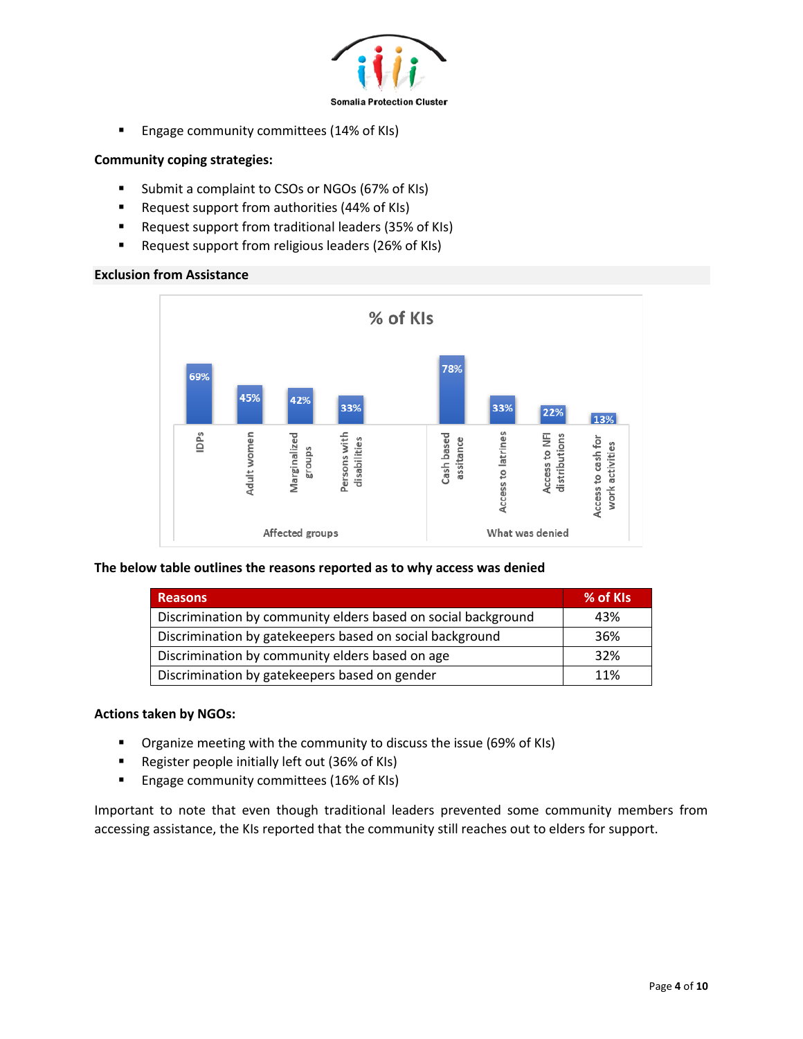- Engage community committees (14% of KIs)

**Community coping strategies:**

- Submit a complaint to CSOs or NGOs (67% of KIs)
- Request support from authorities (44% of KIs)
- Request support from traditional leaders (35% of KIs)
- Request support from religious leaders (26% of KIs)

## Exclusion from Assistance

% of KIs

| Category | Item | % of KIs |
| --- | --- | --- |
| Affected groups | IDPs | 69% |
| Affected groups | Adult women | 45% |
| Affected groups | Marginalized groups | 42% |
| Affected groups | Persons with disabilities | 33% |
| What was denied | Cash based assitance | 78% |
| What was denied | Access to latrines | 33% |
| What was denied | Access to NFI distributions | 22% |
| What was denied | Access to cash for work activities | 13% |

**The below table outlines the reasons reported as to why access was denied**

| Reasons | % of KIs |
| --- | --- |
| Discrimination by community elders based on social background | 43% |
| Discrimination by gatekeepers based on social background | 36% |
| Discrimination by community elders based on age | 32% |
| Discrimination by gatekeepers based on gender | 11% |

**Actions taken by NGOs:**

- Organize meeting with the community to discuss the issue (69% of KIs)
- Register people initially left out (36% of KIs)
- Engage community committees (16% of KIs)

Important to note that even though traditional leaders prevented some community members from accessing assistance, the KIs reported that the community still reaches out to elders for support.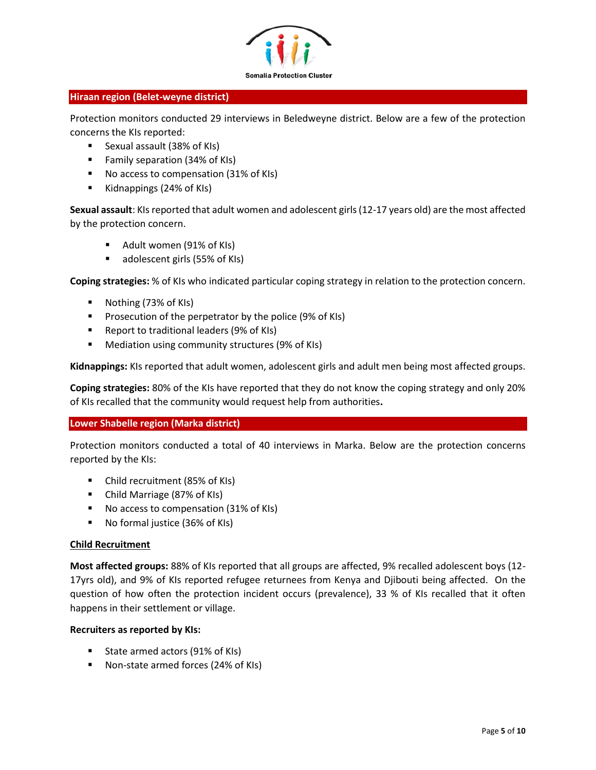## Hiraan region (Belet-weyne district)

Protection monitors conducted 29 interviews in Beledweyne district. Below are a few of the protection concerns the KIs reported:

- Sexual assault (38% of KIs)
- Family separation (34% of KIs)
- No access to compensation (31% of KIs)
- Kidnappings (24% of KIs)

**Sexual assault**: KIs reported that adult women and adolescent girls (12-17 years old) are the most affected by the protection concern.

- Adult women (91% of KIs)
- adolescent girls (55% of KIs)

**Coping strategies:** % of KIs who indicated particular coping strategy in relation to the protection concern.

- Nothing (73% of KIs)
- Prosecution of the perpetrator by the police (9% of KIs)
- Report to traditional leaders (9% of KIs)
- Mediation using community structures (9% of KIs)

**Kidnappings:** KIs reported that adult women, adolescent girls and adult men being most affected groups.

**Coping strategies:** 80% of the KIs have reported that they do not know the coping strategy and only 20% of KIs recalled that the community would request help from authorities**.**

## Lower Shabelle region (Marka district)

Protection monitors conducted a total of 40 interviews in Marka. Below are the protection concerns reported by the KIs:

- Child recruitment (85% of KIs)
- Child Marriage (87% of KIs)
- No access to compensation (31% of KIs)
- No formal justice (36% of KIs)

### Child Recruitment

**Most affected groups:** 88% of KIs reported that all groups are affected, 9% recalled adolescent boys (12-17yrs old), and 9% of KIs reported refugee returnees from Kenya and Djibouti being affected. On the question of how often the protection incident occurs (prevalence), 33 % of KIs recalled that it often happens in their settlement or village.

**Recruiters as reported by KIs:**

- State armed actors (91% of KIs)
- Non-state armed forces (24% of KIs)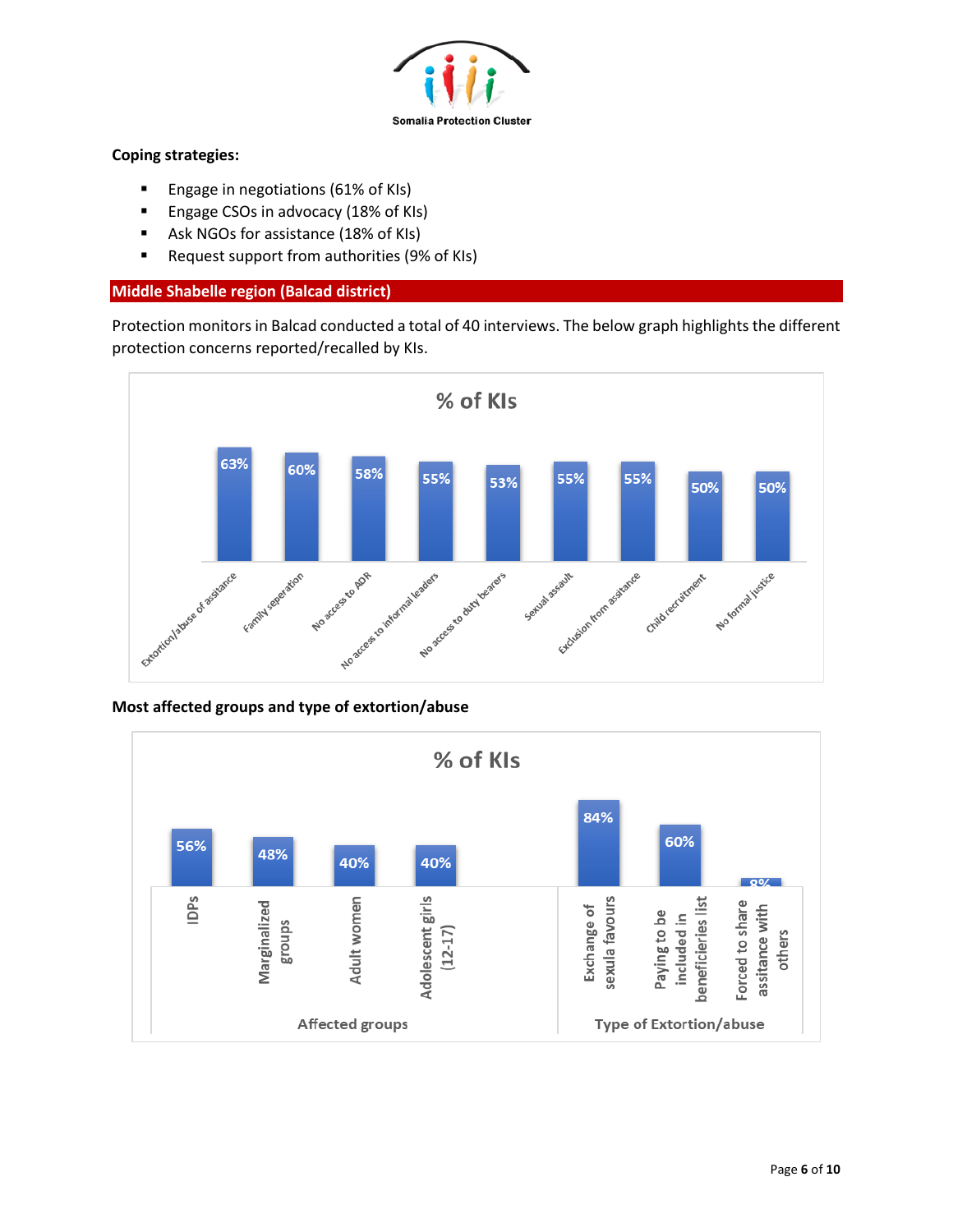**Coping strategies:**

- Engage in negotiations (61% of KIs)
- Engage CSOs in advocacy (18% of KIs)
- Ask NGOs for assistance (18% of KIs)
- Request support from authorities (9% of KIs)

## Middle Shabelle region (Balcad district)

Protection monitors in Balcad conducted a total of 40 interviews. The below graph highlights the different protection concerns reported/recalled by KIs.

**% of KIs**

| Protection concern | % of KIs |
|---|---|
| Extortion/abuse of assitance | 63% |
| Family seperation | 60% |
| No access to ADR | 58% |
| No access to informal leaders | 55% |
| No access to duty bearers | 53% |
| Sexual assault | 55% |
| Exclusion from assitance | 55% |
| Child recruitment | 50% |
| No formal justice | 50% |

**Most affected groups and type of extortion/abuse**

**% of KIs**

| Category | Item | % of KIs |
|---|---|---|
| Affected groups | IDPs | 56% |
| Affected groups | Marginalized groups | 48% |
| Affected groups | Adult women | 40% |
| Affected groups | Adolescent girls (12-17) | 40% |
| Type of Extortion/abuse | Exchange of sexula favours | 84% |
| Type of Extortion/abuse | Paying to be included in beneficieries list | 60% |
| Type of Extortion/abuse | Forced to share assitance with others | 8% |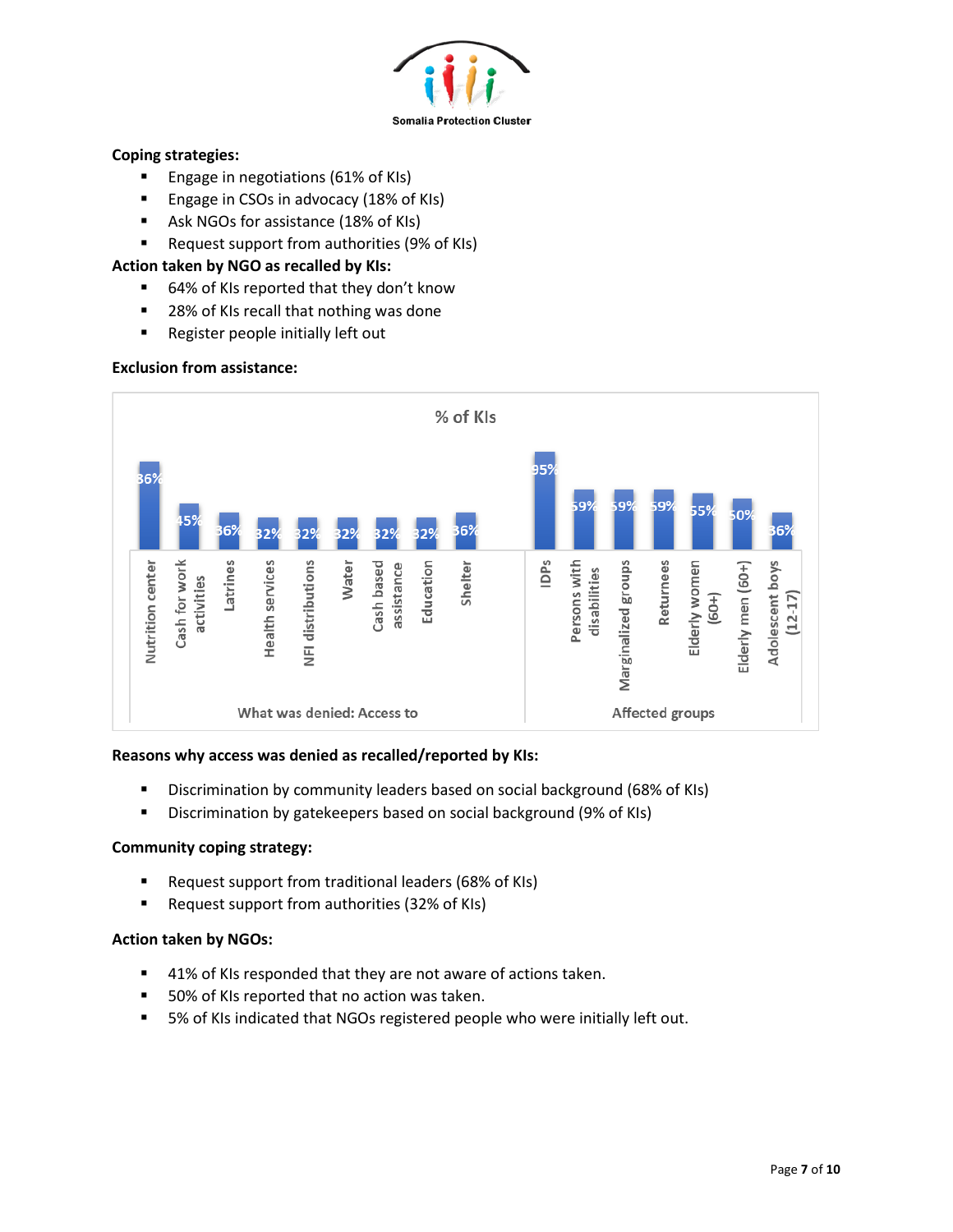**Coping strategies:**

- Engage in negotiations (61% of KIs)
- Engage in CSOs in advocacy (18% of KIs)
- Ask NGOs for assistance (18% of KIs)
- Request support from authorities (9% of KIs)

**Action taken by NGO as recalled by KIs:**

- 64% of KIs reported that they don't know
- 28% of KIs recall that nothing was done
- Register people initially left out

**Exclusion from assistance:**

% of KIs

| What was denied: Access to | % of KIs |
| --- | --- |
| Nutrition center | 86% |
| Cash for work activities | 45% |
| Latrines | 36% |
| Health services | 32% |
| NFI distributions | 32% |
| Water | 32% |
| Cash based assistance | 32% |
| Education | 32% |
| Shelter | 36% |

| Affected groups | % of KIs |
| --- | --- |
| IDPs | 95% |
| Persons with disabilities | 59% |
| Marginalized groups | 59% |
| Returnees | 59% |
| Elderly women (60+) | 55% |
| Elderly men (60+) | 50% |
| Adolescent boys (12-17) | 36% |

**Reasons why access was denied as recalled/reported by KIs:**

- Discrimination by community leaders based on social background (68% of KIs)
- Discrimination by gatekeepers based on social background (9% of KIs)

**Community coping strategy:**

- Request support from traditional leaders (68% of KIs)
- Request support from authorities (32% of KIs)

**Action taken by NGOs:**

- 41% of KIs responded that they are not aware of actions taken.
- 50% of KIs reported that no action was taken.
- 5% of KIs indicated that NGOs registered people who were initially left out.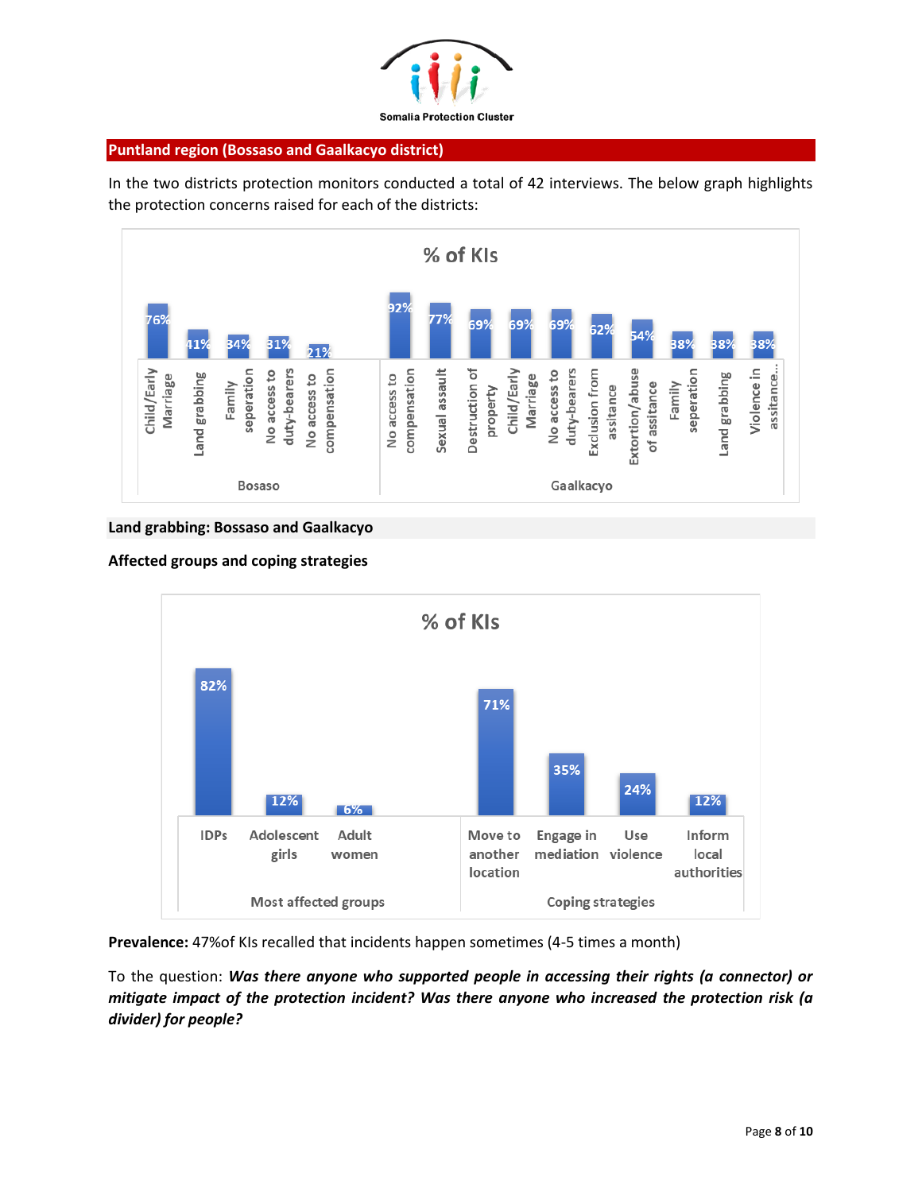## Puntland region (Bossaso and Gaalkacyo district)

In the two districts protection monitors conducted a total of 42 interviews. The below graph highlights the protection concerns raised for each of the districts:

**% of KIs**

| District | Protection concern | % of KIs |
|---|---|---|
| Bosaso | Child/Early Marriage | 76% |
| Bosaso | Land grabbing | 41% |
| Bosaso | Family seperation | 34% |
| Bosaso | No access to duty-bearers | 31% |
| Bosaso | No access to compensation | 21% |
| Gaalkacyo | No access to compensation | 92% |
| Gaalkacyo | Sexual assault | 77% |
| Gaalkacyo | Destruction of property | 69% |
| Gaalkacyo | Child/Early Marriage | 69% |
| Gaalkacyo | No access to duty-bearers | 69% |
| Gaalkacyo | Exclusion from assitance | 62% |
| Gaalkacyo | Extortion/abuse of assitance | 54% |
| Gaalkacyo | Family seperation | 38% |
| Gaalkacyo | Land grabbing | 38% |
| Gaalkacyo | Violence in assitance... | 38% |

**Land grabbing: Bossaso and Gaalkacyo**

**Affected groups and coping strategies**

**% of KIs**

| Category | Item | % of KIs |
|---|---|---|
| Most affected groups | IDPs | 82% |
| Most affected groups | Adolescent girls | 12% |
| Most affected groups | Adult women | 6% |
| Coping strategies | Move to another location | 71% |
| Coping strategies | Engage in mediation | 35% |
| Coping strategies | Use violence | 24% |
| Coping strategies | Inform local authorities | 12% |

**Prevalence:** 47%of KIs recalled that incidents happen sometimes (4-5 times a month)

To the question: ***Was there anyone who supported people in accessing their rights (a connector) or mitigate impact of the protection incident? Was there anyone who increased the protection risk (a divider) for people?***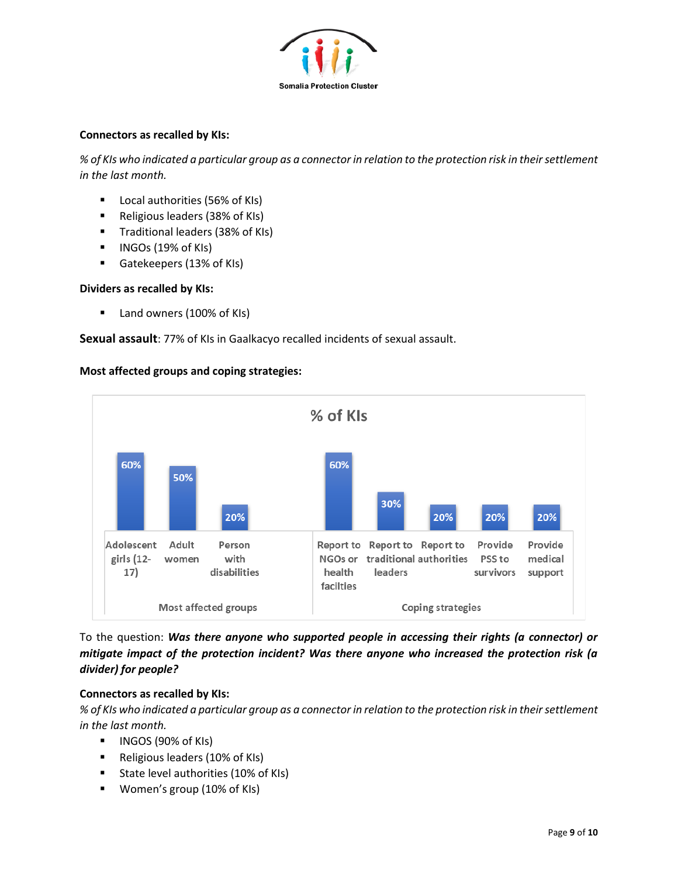**Connectors as recalled by KIs:**

*% of KIs who indicated a particular group as a connector in relation to the protection risk in their settlement in the last month.*

- Local authorities (56% of KIs)
- Religious leaders (38% of KIs)
- Traditional leaders (38% of KIs)
- INGOs (19% of KIs)
- Gatekeepers (13% of KIs)

**Dividers as recalled by KIs:**

- Land owners (100% of KIs)

**Sexual assault**: 77% of KIs in Gaalkacyo recalled incidents of sexual assault.

**Most affected groups and coping strategies:**

% of KIs

| Category | Item | % of KIs |
|---|---|---|
| Most affected groups | Adolescent girls (12-17) | 60% |
| Most affected groups | Adult women | 50% |
| Most affected groups | Person with disabilities | 20% |
| Coping strategies | Report to NGOs or health facilties | 60% |
| Coping strategies | Report to traditional leaders | 30% |
| Coping strategies | Report to authorities | 20% |
| Coping strategies | Provide PSS to survivors | 20% |
| Coping strategies | Provide medical support | 20% |

To the question: ***Was there anyone who supported people in accessing their rights (a connector) or mitigate impact of the protection incident? Was there anyone who increased the protection risk (a divider) for people?***

**Connectors as recalled by KIs:**

*% of KIs who indicated a particular group as a connector in relation to the protection risk in their settlement in the last month.*

- INGOS (90% of KIs)
- Religious leaders (10% of KIs)
- State level authorities (10% of KIs)
- Women's group (10% of KIs)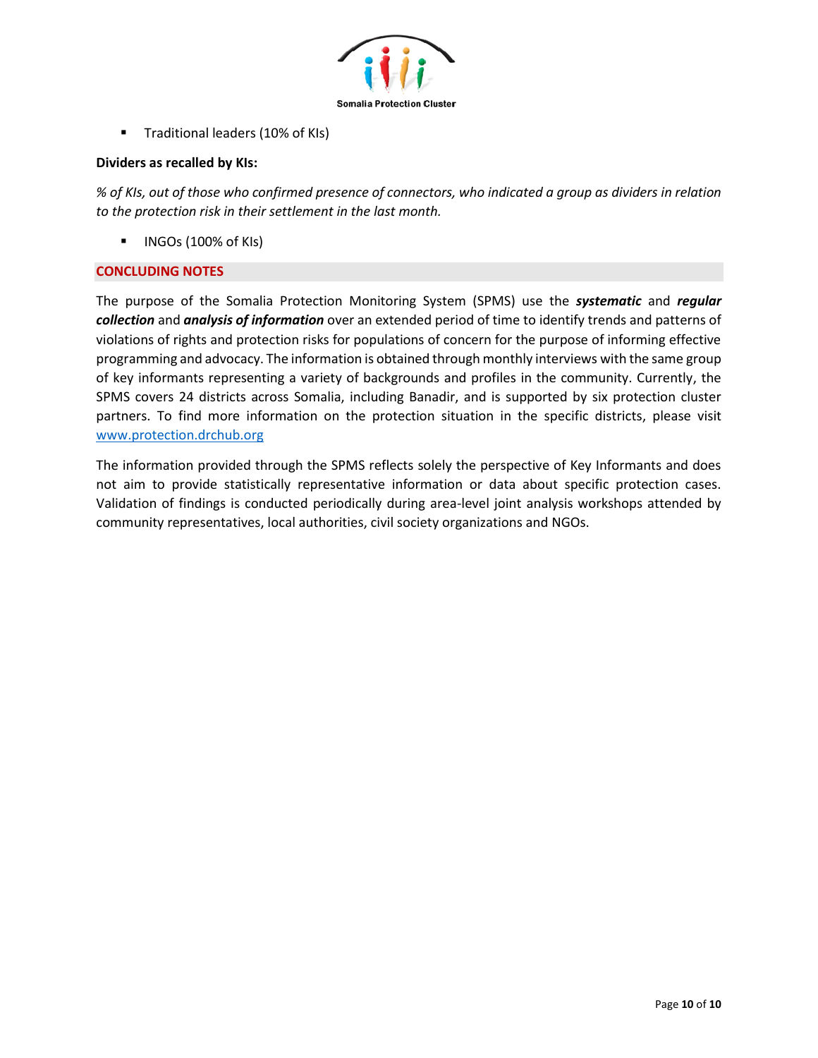- Traditional leaders (10% of KIs)

**Dividers as recalled by KIs:**

*% of KIs, out of those who confirmed presence of connectors, who indicated a group as dividers in relation to the protection risk in their settlement in the last month.*

- INGOs (100% of KIs)

## CONCLUDING NOTES

The purpose of the Somalia Protection Monitoring System (SPMS) use the ***systematic*** and ***regular collection*** and ***analysis of information*** over an extended period of time to identify trends and patterns of violations of rights and protection risks for populations of concern for the purpose of informing effective programming and advocacy. The information is obtained through monthly interviews with the same group of key informants representing a variety of backgrounds and profiles in the community. Currently, the SPMS covers 24 districts across Somalia, including Banadir, and is supported by six protection cluster partners. To find more information on the protection situation in the specific districts, please visit [www.protection.drchub.org](http://www.protection.drchub.org)

The information provided through the SPMS reflects solely the perspective of Key Informants and does not aim to provide statistically representative information or data about specific protection cases. Validation of findings is conducted periodically during area-level joint analysis workshops attended by community representatives, local authorities, civil society organizations and NGOs.